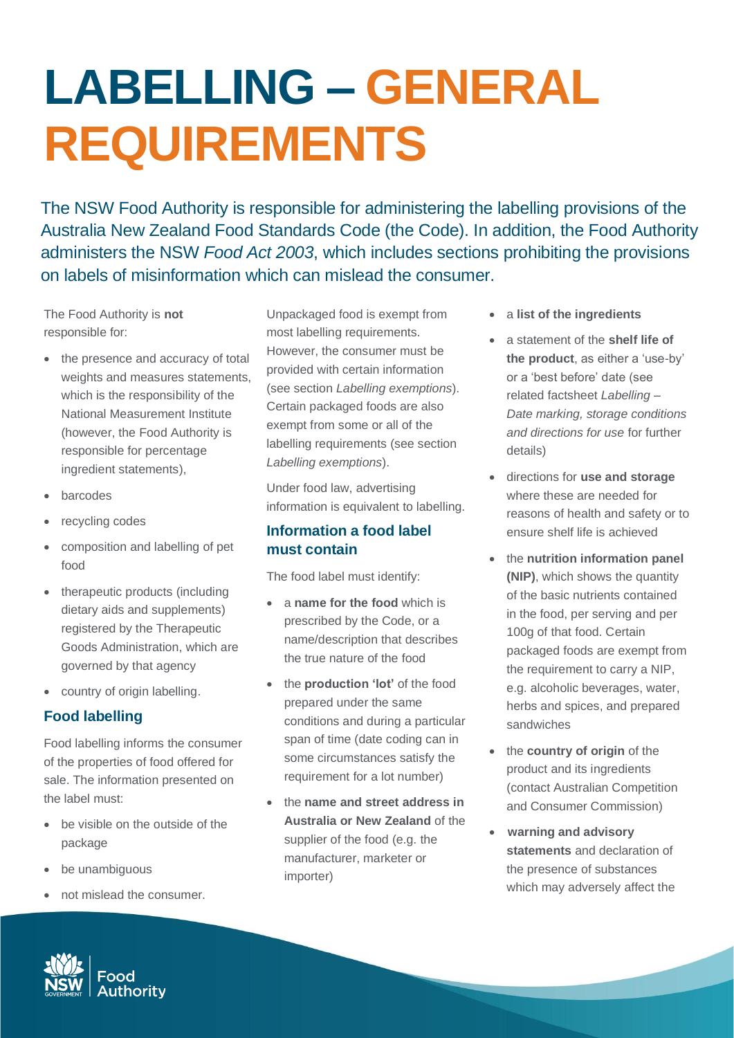# LABELLING – GENERAL REQUIREMENTS

The NSW Food Authority is responsible for administering the labelling provisions of the Australia New Zealand Food Standards Code (the Code). In addition, the Food Authority administers the NSW *Food Act 2003*, which includes sections prohibiting the provisions on labels of misinformation which can mislead the consumer.

The Food Authority is **not** responsible for:

- the presence and accuracy of total weights and measures statements, which is the responsibility of the National Measurement Institute (however, the Food Authority is responsible for percentage ingredient statements),
- barcodes
- recycling codes
- composition and labelling of pet food
- therapeutic products (including dietary aids and supplements) registered by the Therapeutic Goods Administration, which are governed by that agency
- country of origin labelling.

## Food labelling

Food labelling informs the consumer of the properties of food offered for sale. The information presented on the label must:

- be visible on the outside of the package
- be unambiguous
- not mislead the consumer.

Unpackaged food is exempt from most labelling requirements. However, the consumer must be provided with certain information (see section *Labelling exemptions*). Certain packaged foods are also exempt from some or all of the labelling requirements (see section *Labelling exemptions*).

Under food law, advertising information is equivalent to labelling.

## Information a food label must contain

The food label must identify:

- a **name for the food** which is prescribed by the Code, or a name/description that describes the true nature of the food
- the **production 'lot'** of the food prepared under the same conditions and during a particular span of time (date coding can in some circumstances satisfy the requirement for a lot number)
- the **name and street address in Australia or New Zealand** of the supplier of the food (e.g. the manufacturer, marketer or importer)
- a **list of the ingredients**
- a statement of the **shelf life of the product**, as either a 'use-by' or a 'best before' date (see related factsheet *Labelling – Date marking, storage conditions and directions for use* for further details)
- directions for **use and storage** where these are needed for reasons of health and safety or to ensure shelf life is achieved
- the **nutrition information panel (NIP)**, which shows the quantity of the basic nutrients contained in the food, per serving and per 100g of that food. Certain packaged foods are exempt from the requirement to carry a NIP, e.g. alcoholic beverages, water, herbs and spices, and prepared sandwiches
- the **country of origin** of the product and its ingredients (contact Australian Competition and Consumer Commission)
- **warning and advisory statements** and declaration of the presence of substances which may adversely affect the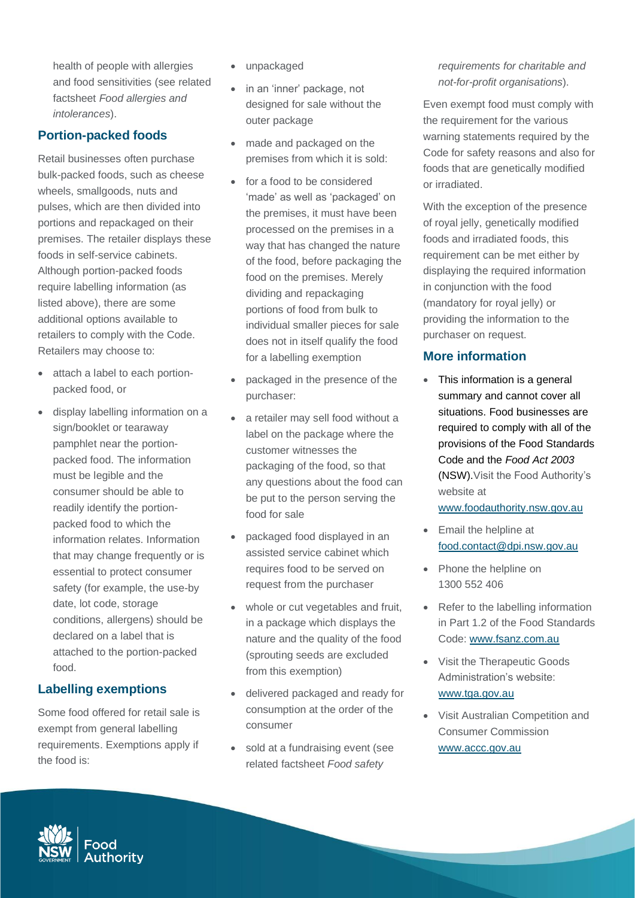health of people with allergies and food sensitivities (see related factsheet *Food allergies and intolerances*).

## Portion-packed foods

Retail businesses often purchase bulk-packed foods, such as cheese wheels, smallgoods, nuts and pulses, which are then divided into portions and repackaged on their premises. The retailer displays these foods in self-service cabinets. Although portion-packed foods require labelling information (as listed above), there are some additional options available to retailers to comply with the Code. Retailers may choose to:

- attach a label to each portion-packed food, or
- display labelling information on a sign/booklet or tearaway pamphlet near the portion-packed food. The information must be legible and the consumer should be able to readily identify the portion-packed food to which the information relates. Information that may change frequently or is essential to protect consumer safety (for example, the use-by date, lot code, storage conditions, allergens) should be declared on a label that is attached to the portion-packed food.

## Labelling exemptions

Some food offered for retail sale is exempt from general labelling requirements. Exemptions apply if the food is:

- unpackaged
- in an 'inner' package, not designed for sale without the outer package
- made and packaged on the premises from which it is sold:
- for a food to be considered 'made' as well as 'packaged' on the premises, it must have been processed on the premises in a way that has changed the nature of the food, before packaging the food on the premises. Merely dividing and repackaging portions of food from bulk to individual smaller pieces for sale does not in itself qualify the food for a labelling exemption
- packaged in the presence of the purchaser:
- a retailer may sell food without a label on the package where the customer witnesses the packaging of the food, so that any questions about the food can be put to the person serving the food for sale
- packaged food displayed in an assisted service cabinet which requires food to be served on request from the purchaser
- whole or cut vegetables and fruit, in a package which displays the nature and the quality of the food (sprouting seeds are excluded from this exemption)
- delivered packaged and ready for consumption at the order of the consumer
- sold at a fundraising event (see related factsheet *Food safety requirements for charitable and not-for-profit organisations*).

Even exempt food must comply with the requirement for the various warning statements required by the Code for safety reasons and also for foods that are genetically modified or irradiated.

With the exception of the presence of royal jelly, genetically modified foods and irradiated foods, this requirement can be met either by displaying the required information in conjunction with the food (mandatory for royal jelly) or providing the information to the purchaser on request.

## More information

- This information is a general summary and cannot cover all situations. Food businesses are required to comply with all of the provisions of the Food Standards Code and the *Food Act 2003* (NSW).Visit the Food Authority's website at [www.foodauthority.nsw.gov.au](http://www.foodauthority.nsw.gov.au)
- Email the helpline at [food.contact@dpi.nsw.gov.au](mailto:food.contact@dpi.nsw.gov.au)
- Phone the helpline on 1300 552 406
- Refer to the labelling information in Part 1.2 of the Food Standards Code: [www.fsanz.com.au](http://www.fsanz.com.au)
- Visit the Therapeutic Goods Administration's website: [www.tga.gov.au](http://www.tga.gov.au)
- Visit Australian Competition and Consumer Commission [www.accc.gov.au](http://www.accc.gov.au)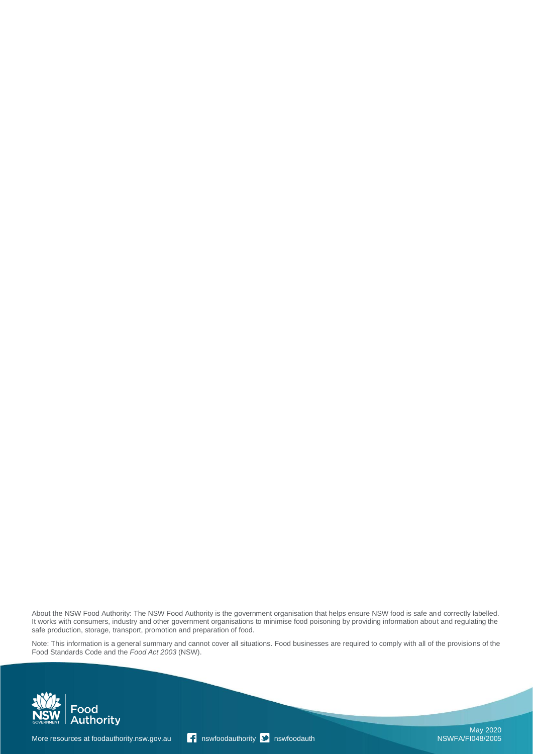About the NSW Food Authority: The NSW Food Authority is the government organisation that helps ensure NSW food is safe and correctly labelled. It works with consumers, industry and other government organisations to minimise food poisoning by providing information about and regulating the safe production, storage, transport, promotion and preparation of food.

Note: This information is a general summary and cannot cover all situations. Food businesses are required to comply with all of the provisions of the Food Standards Code and the *Food Act 2003* (NSW).

NSW GOVERNMENT | Food Authority

More resources at foodauthority.nsw.gov.au nswfoodauthority nswfoodauth

May 2020
NSWFA/FI048/2005